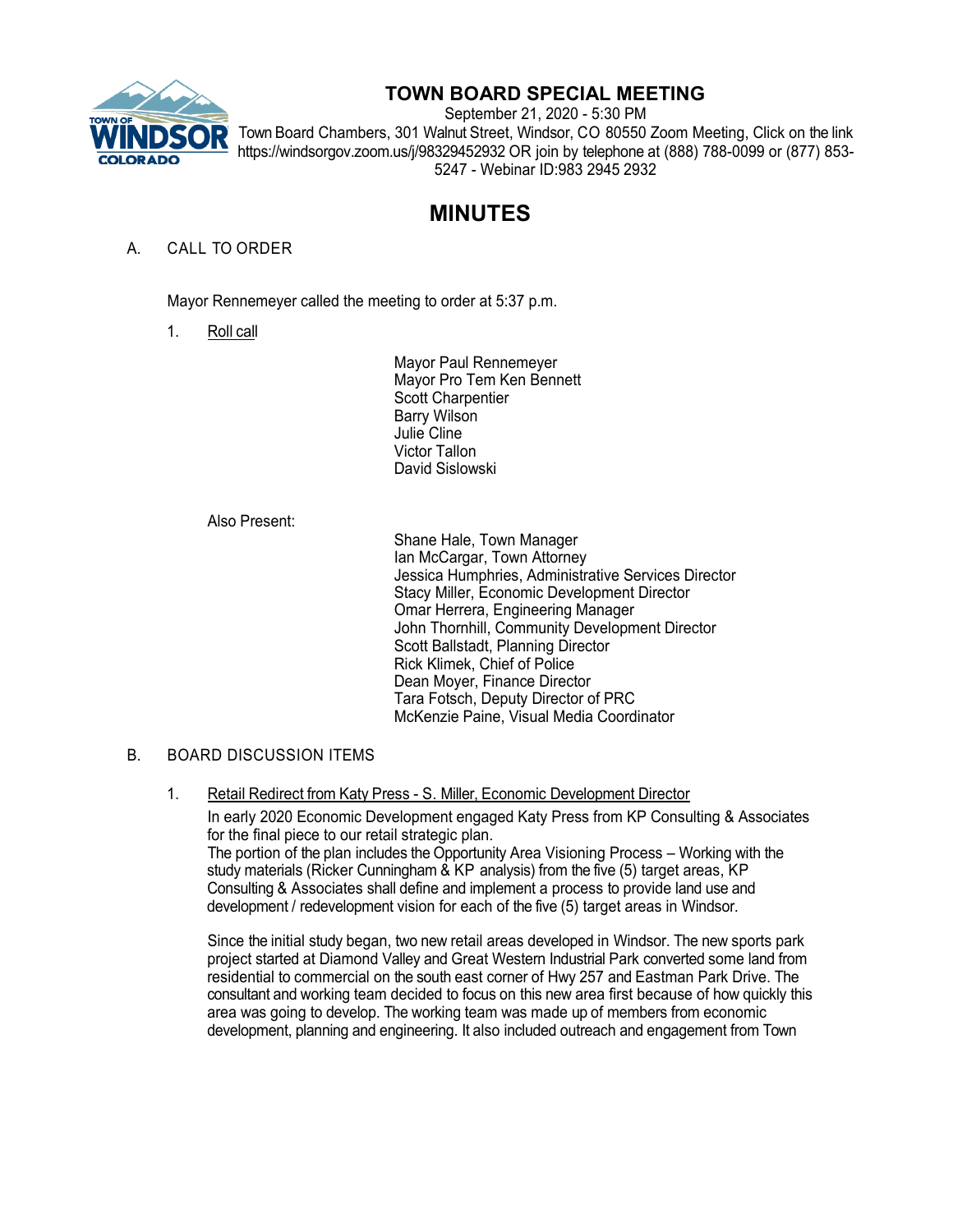# TOWN BOARD SPECIAL MEETING

September 21, 2020 - 5:30 PM

Town Board Chambers, 301 Walnut Street, Windsor, CO 80550 Zoom Meeting, Click on the link https://windsorgov.zoom.us/j/98329452932 OR join by telephone at (888) 788-0099 or (877) 853-5247 - Webinar ID:983 2945 2932

# MINUTES

## A. CALL TO ORDER

Mayor Rennemeyer called the meeting to order at 5:37 p.m.

1. Roll call

   Mayor Paul Rennemeyer
   Mayor Pro Tem Ken Bennett
   Scott Charpentier
   Barry Wilson
   Julie Cline
   Victor Tallon
   David Sislowski

   Also Present:

   Shane Hale, Town Manager
   Ian McCargar, Town Attorney
   Jessica Humphries, Administrative Services Director
   Stacy Miller, Economic Development Director
   Omar Herrera, Engineering Manager
   John Thornhill, Community Development Director
   Scott Ballstadt, Planning Director
   Rick Klimek, Chief of Police
   Dean Moyer, Finance Director
   Tara Fotsch, Deputy Director of PRC
   McKenzie Paine, Visual Media Coordinator

## B. BOARD DISCUSSION ITEMS

1. Retail Redirect from Katy Press - S. Miller, Economic Development Director

   In early 2020 Economic Development engaged Katy Press from KP Consulting & Associates for the final piece to our retail strategic plan.
   The portion of the plan includes the Opportunity Area Visioning Process – Working with the study materials (Ricker Cunningham & KP analysis) from the five (5) target areas, KP Consulting & Associates shall define and implement a process to provide land use and development / redevelopment vision for each of the five (5) target areas in Windsor.

   Since the initial study began, two new retail areas developed in Windsor. The new sports park project started at Diamond Valley and Great Western Industrial Park converted some land from residential to commercial on the south east corner of Hwy 257 and Eastman Park Drive. The consultant and working team decided to focus on this new area first because of how quickly this area was going to develop. The working team was made up of members from economic development, planning and engineering. It also included outreach and engagement from Town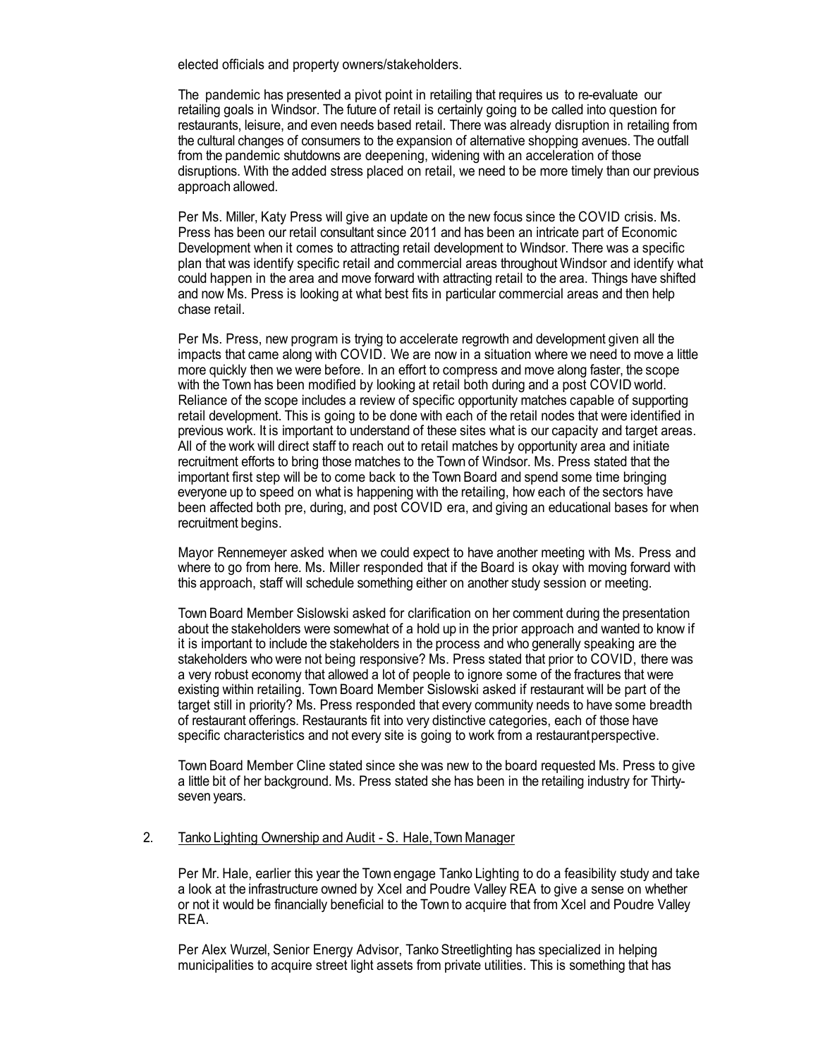elected officials and property owners/stakeholders.

The pandemic has presented a pivot point in retailing that requires us to re-evaluate our retailing goals in Windsor. The future of retail is certainly going to be called into question for restaurants, leisure, and even needs based retail. There was already disruption in retailing from the cultural changes of consumers to the expansion of alternative shopping avenues. The outfall from the pandemic shutdowns are deepening, widening with an acceleration of those disruptions. With the added stress placed on retail, we need to be more timely than our previous approach allowed.

Per Ms. Miller, Katy Press will give an update on the new focus since the COVID crisis. Ms. Press has been our retail consultant since 2011 and has been an intricate part of Economic Development when it comes to attracting retail development to Windsor. There was a specific plan that was identify specific retail and commercial areas throughout Windsor and identify what could happen in the area and move forward with attracting retail to the area. Things have shifted and now Ms. Press is looking at what best fits in particular commercial areas and then help chase retail.

Per Ms. Press, new program is trying to accelerate regrowth and development given all the impacts that came along with COVID. We are now in a situation where we need to move a little more quickly then we were before. In an effort to compress and move along faster, the scope with the Town has been modified by looking at retail both during and a post COVID world. Reliance of the scope includes a review of specific opportunity matches capable of supporting retail development. This is going to be done with each of the retail nodes that were identified in previous work. It is important to understand of these sites what is our capacity and target areas. All of the work will direct staff to reach out to retail matches by opportunity area and initiate recruitment efforts to bring those matches to the Town of Windsor. Ms. Press stated that the important first step will be to come back to the Town Board and spend some time bringing everyone up to speed on what is happening with the retailing, how each of the sectors have been affected both pre, during, and post COVID era, and giving an educational bases for when recruitment begins.

Mayor Rennemeyer asked when we could expect to have another meeting with Ms. Press and where to go from here. Ms. Miller responded that if the Board is okay with moving forward with this approach, staff will schedule something either on another study session or meeting.

Town Board Member Sislowski asked for clarification on her comment during the presentation about the stakeholders were somewhat of a hold up in the prior approach and wanted to know if it is important to include the stakeholders in the process and who generally speaking are the stakeholders who were not being responsive? Ms. Press stated that prior to COVID, there was a very robust economy that allowed a lot of people to ignore some of the fractures that were existing within retailing. Town Board Member Sislowski asked if restaurant will be part of the target still in priority? Ms. Press responded that every community needs to have some breadth of restaurant offerings. Restaurants fit into very distinctive categories, each of those have specific characteristics and not every site is going to work from a restaurantperspective.

Town Board Member Cline stated since she was new to the board requested Ms. Press to give a little bit of her background. Ms. Press stated she has been in the retailing industry for Thirty-seven years.

2. Tanko Lighting Ownership and Audit - S. Hale, Town Manager

Per Mr. Hale, earlier this year the Town engage Tanko Lighting to do a feasibility study and take a look at the infrastructure owned by Xcel and Poudre Valley REA to give a sense on whether or not it would be financially beneficial to the Town to acquire that from Xcel and Poudre Valley REA.

Per Alex Wurzel, Senior Energy Advisor, Tanko Streetlighting has specialized in helping municipalities to acquire street light assets from private utilities. This is something that has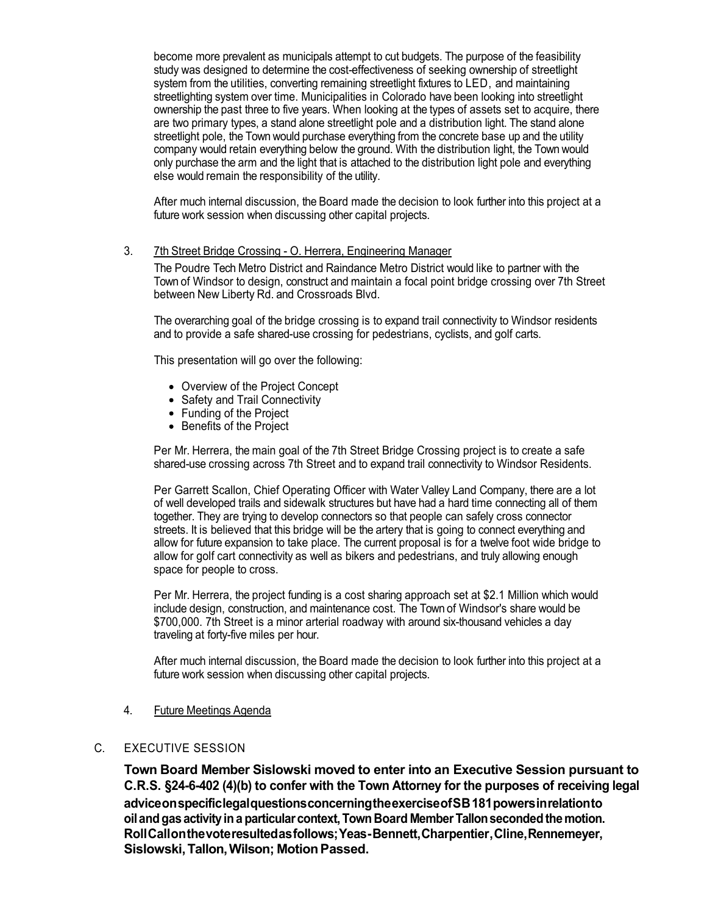become more prevalent as municipals attempt to cut budgets. The purpose of the feasibility study was designed to determine the cost-effectiveness of seeking ownership of streetlight system from the utilities, converting remaining streetlight fixtures to LED, and maintaining streetlighting system over time. Municipalities in Colorado have been looking into streetlight ownership the past three to five years. When looking at the types of assets set to acquire, there are two primary types, a stand alone streetlight pole and a distribution light. The stand alone streetlight pole, the Town would purchase everything from the concrete base up and the utility company would retain everything below the ground. With the distribution light, the Town would only purchase the arm and the light that is attached to the distribution light pole and everything else would remain the responsibility of the utility.

After much internal discussion, the Board made the decision to look further into this project at a future work session when discussing other capital projects.

3. 7th Street Bridge Crossing - O. Herrera, Engineering Manager

The Poudre Tech Metro District and Raindance Metro District would like to partner with the Town of Windsor to design, construct and maintain a focal point bridge crossing over 7th Street between New Liberty Rd. and Crossroads Blvd.

The overarching goal of the bridge crossing is to expand trail connectivity to Windsor residents and to provide a safe shared-use crossing for pedestrians, cyclists, and golf carts.

This presentation will go over the following:

- Overview of the Project Concept
- Safety and Trail Connectivity
- Funding of the Project
- Benefits of the Project

Per Mr. Herrera, the main goal of the 7th Street Bridge Crossing project is to create a safe shared-use crossing across 7th Street and to expand trail connectivity to Windsor Residents.

Per Garrett Scallon, Chief Operating Officer with Water Valley Land Company, there are a lot of well developed trails and sidewalk structures but have had a hard time connecting all of them together. They are trying to develop connectors so that people can safely cross connector streets. It is believed that this bridge will be the artery that is going to connect everything and allow for future expansion to take place. The current proposal is for a twelve foot wide bridge to allow for golf cart connectivity as well as bikers and pedestrians, and truly allowing enough space for people to cross.

Per Mr. Herrera, the project funding is a cost sharing approach set at $2.1 Million which would include design, construction, and maintenance cost. The Town of Windsor's share would be $700,000. 7th Street is a minor arterial roadway with around six-thousand vehicles a day traveling at forty-five miles per hour.

After much internal discussion, the Board made the decision to look further into this project at a future work session when discussing other capital projects.

4. Future Meetings Agenda

C. EXECUTIVE SESSION

**Town Board Member Sislowski moved to enter into an Executive Session pursuant to C.R.S. §24-6-402 (4)(b) to confer with the Town Attorney for the purposes of receiving legal advice on specific legal questions concerning the exercise of SB 181 powers in relation to oil and gas activity in a particular context, Town Board Member Tallon seconded the motion. Roll Call on the vote resulted as follows; Yeas - Bennett, Charpentier, Cline, Rennemeyer, Sislowski, Tallon, Wilson; Motion Passed.**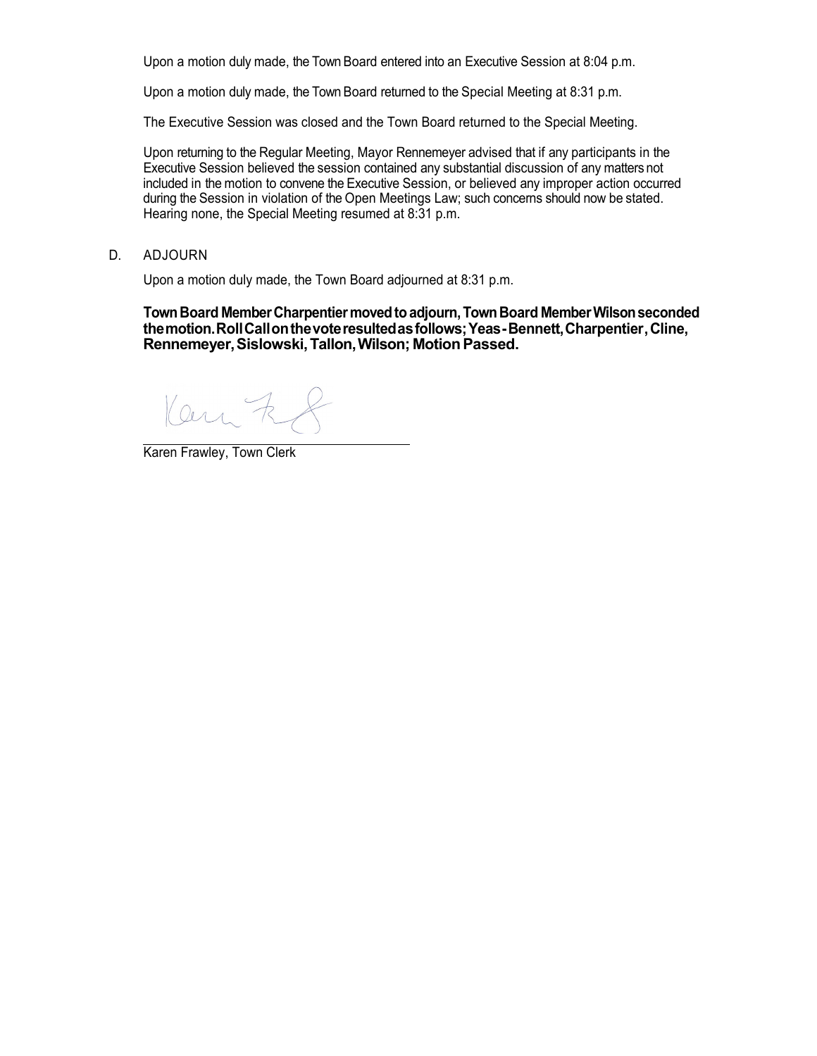Upon a motion duly made, the Town Board entered into an Executive Session at 8:04 p.m.

Upon a motion duly made, the Town Board returned to the Special Meeting at 8:31 p.m.

The Executive Session was closed and the Town Board returned to the Special Meeting.

Upon returning to the Regular Meeting, Mayor Rennemeyer advised that if any participants in the Executive Session believed the session contained any substantial discussion of any matters not included in the motion to convene the Executive Session, or believed any improper action occurred during the Session in violation of the Open Meetings Law; such concerns should now be stated. Hearing none, the Special Meeting resumed at 8:31 p.m.

D. ADJOURN

Upon a motion duly made, the Town Board adjourned at 8:31 p.m.

**Town Board Member Charpentier moved to adjourn, Town Board Member Wilson seconded the motion. Roll Call on the vote resulted as follows; Yeas - Bennett, Charpentier, Cline, Rennemeyer, Sislowski, Tallon, Wilson; Motion Passed.**

Karen Frawley, Town Clerk